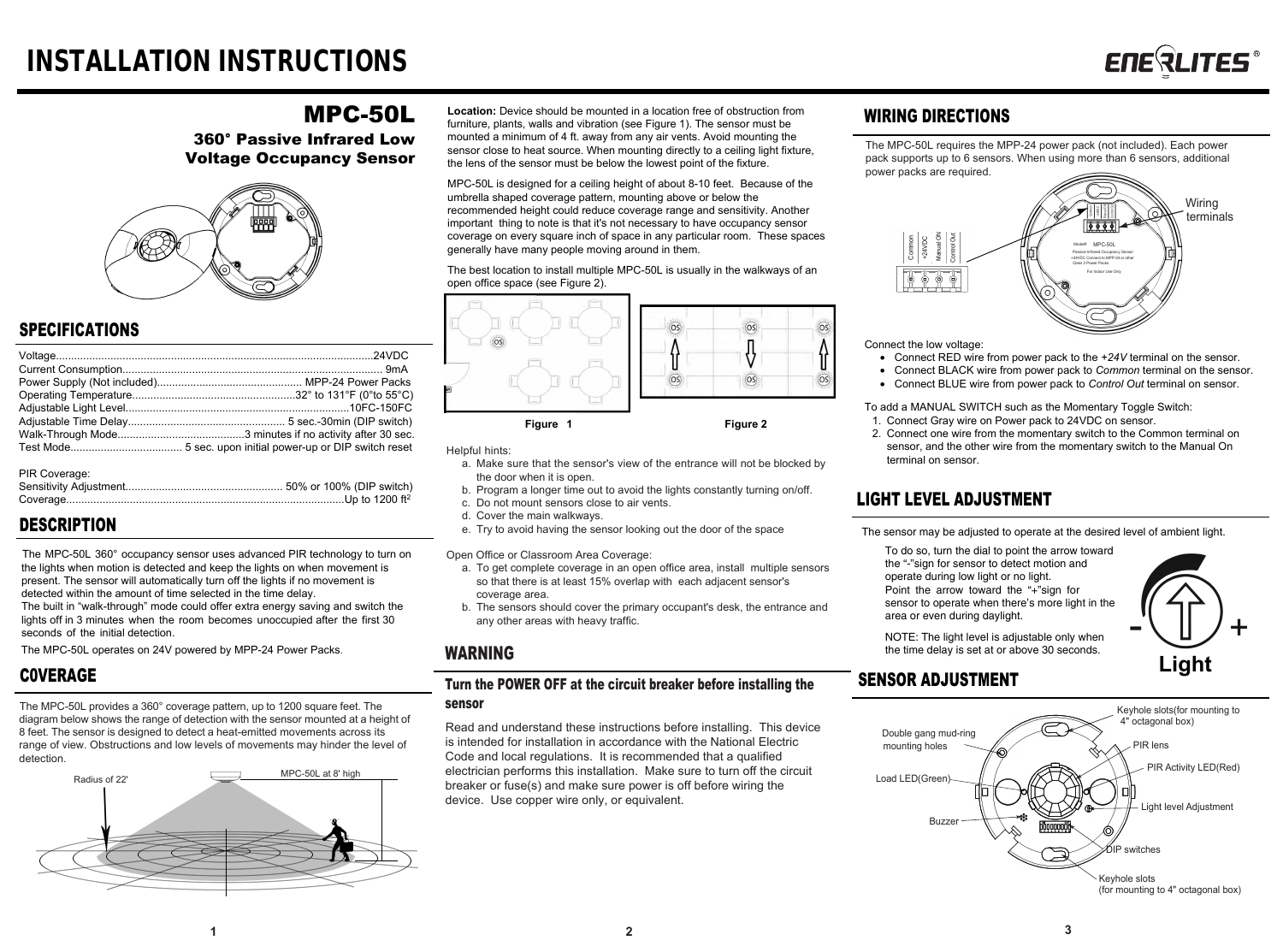# INSTALLATION INSTRUCTIONS

ENERLITES®

## MPC-50L

### 360° Passive Infrared Low Voltage Occupancy Sensor

## SPECIFICATIONS

Voltage........................................................................................................24VDC
Current Consumption.................................................................................... 9mA
Power Supply (Not included)................................................ MPP-24 Power Packs
Operating Temperature......................................................32° to 131°F (0°to 55°C)
Adjustable Light Level.........................................................................10FC-150FC
Adjustable Time Delay.................................................... 5 sec.-30min (DIP switch)
Walk-Through Mode..........................................3 minutes if no activity after 30 sec.
Test Mode..................................... 5 sec. upon initial power-up or DIP switch reset

PIR Coverage:
Sensitivity Adjustment.................................................... 50% or 100% (DIP switch)
Coverage.........................................................................................Up to 1200 ft²

## DESCRIPTION

The MPC-50L 360° occupancy sensor uses advanced PIR technology to turn on the lights when motion is detected and keep the lights on when movement is present. The sensor will automatically turn off the lights if no movement is detected within the amount of time selected in the time delay.
The built in "walk-through" mode could offer extra energy saving and switch the lights off in 3 minutes when the room becomes unoccupied after the first 30 seconds of the initial detection.

The MPC-50L operates on 24V powered by MPP-24 Power Packs.

## COVERAGE

The MPC-50L provides a 360° coverage pattern, up to 1200 square feet. The diagram below shows the range of detection with the sensor mounted at a height of 8 feet. The sensor is designed to detect a heat-emitted movements across its range of view. Obstructions and low levels of movements may hinder the level of detection.

Radius of 22'    MPC-50L at 8' high

**Location:** Device should be mounted in a location free of obstruction from furniture, plants, walls and vibration (see Figure 1). The sensor must be mounted a minimum of 4 ft. away from any air vents. Avoid mounting the sensor close to heat source. When mounting directly to a ceiling light fixture, the lens of the sensor must be below the lowest point of the fixture.

MPC-50L is designed for a ceiling height of about 8-10 feet. Because of the umbrella shaped coverage pattern, mounting above or below the recommended height could reduce coverage range and sensitivity. Another important thing to note is that it's not necessary to have occupancy sensor coverage on every square inch of space in any particular room. These spaces generally have many people moving around in them.

The best location to install multiple MPC-50L is usually in the walkways of an open office space (see Figure 2).

**Figure 1**    **Figure 2**

Helpful hints:

a. Make sure that the sensor's view of the entrance will not be blocked by the door when it is open.
b. Program a longer time out to avoid the lights constantly turning on/off.
c. Do not mount sensors close to air vents.
d. Cover the main walkways.
e. Try to avoid having the sensor looking out the door of the space

Open Office or Classroom Area Coverage:

a. To get complete coverage in an open office area, install multiple sensors so that there is at least 15% overlap with each adjacent sensor's coverage area.
b. The sensors should cover the primary occupant's desk, the entrance and any other areas with heavy traffic.

## WARNING

### Turn the POWER OFF at the circuit breaker before installing the sensor

Read and understand these instructions before installing. This device is intended for installation in accordance with the National Electric Code and local regulations. It is recommended that a qualified electrician performs this installation. Make sure to turn off the circuit breaker or fuse(s) and make sure power is off before wiring the device. Use copper wire only, or equivalent.

## WIRING DIRECTIONS

The MPC-50L requires the MPP-24 power pack (not included). Each power pack supports up to 6 sensors. When using more than 6 sensors, additional power packs are required.

Common | +24VDC | Manual ON | Control Out — Wiring terminals

Connect the low voltage:

- Connect RED wire from power pack to the *+24V* terminal on the sensor.
- Connect BLACK wire from power pack to *Common* terminal on the sensor.
- Connect BLUE wire from power pack to *Control Out* terminal on sensor.

To add a MANUAL SWITCH such as the Momentary Toggle Switch:

1. Connect Gray wire on Power pack to 24VDC on sensor.
2. Connect one wire from the momentary switch to the Common terminal on sensor, and the other wire from the momentary switch to the Manual On terminal on sensor.

## LIGHT LEVEL ADJUSTMENT

The sensor may be adjusted to operate at the desired level of ambient light.

To do so, turn the dial to point the arrow toward the "-"sign for sensor to detect motion and operate during low light or no light.
Point the arrow toward the "+"sign for sensor to operate when there's more light in the area or even during daylight.

NOTE: The light level is adjustable only when the time delay is set at or above 30 seconds.

- Light +

## SENSOR ADJUSTMENT

Keyhole slots(for mounting to 4" octagonal box)
Double gang mud-ring mounting holes
PIR lens
PIR Activity LED(Red)
Load LED(Green)
Light level Adjustment
Buzzer
DIP switches
Keyhole slots (for mounting to 4" octagonal box)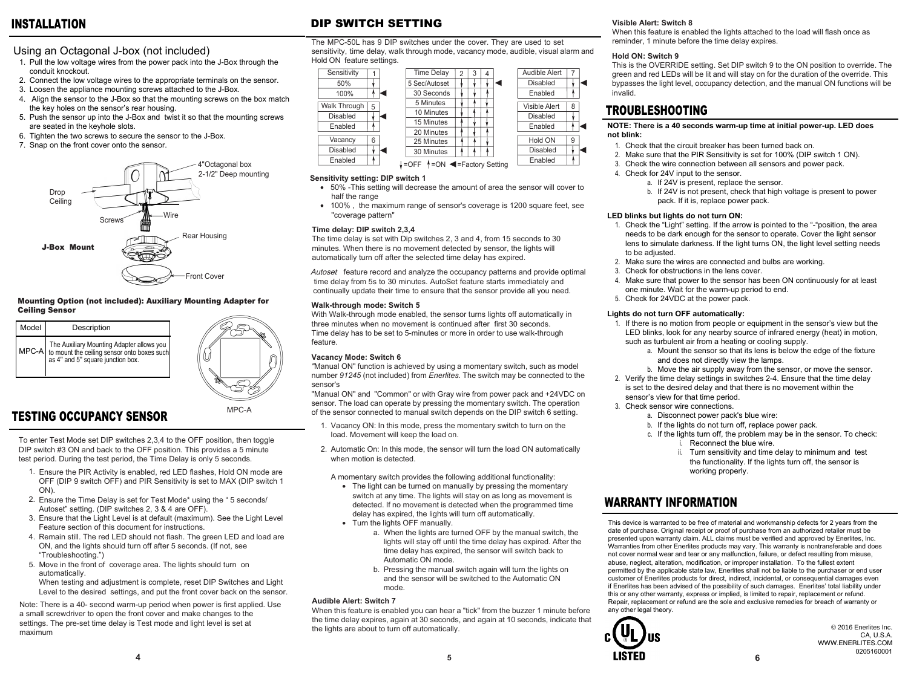# INSTALLATION

## Using an Octagonal J-box (not included)

1. Pull the low voltage wires from the power pack into the J-Box through the conduit knockout.
2. Connect the low voltage wires to the appropriate terminals on the sensor.
3. Loosen the appliance mounting screws attached to the J-Box.
4. Align the sensor to the J-Box so that the mounting screws on the box match the key holes on the sensor's rear housing.
5. Push the sensor up into the J-Box and twist it so that the mounting screws are seated in the keyhole slots.
6. Tighten the two screws to secure the sensor to the J-Box.
7. Snap on the front cover onto the sensor.

4"Octagonal box
2-1/2" Deep mounting
Drop Ceiling
Screws
Wire
Rear Housing
**J-Box Mount**
Front Cover

### Mounting Option (not included): Auxiliary Mounting Adapter for Ceiling Sensor

| Model | Description |
|---|---|
| MPC-A | The Auxiliary Mounting Adapter allows you to mount the ceiling sensor onto boxes such as 4" and 5" square junction box. |

MPC-A

# TESTING OCCUPANCY SENSOR

To enter Test Mode set DIP switches 2,3,4 to the OFF position, then toggle DIP switch #3 ON and back to the OFF position. This provides a 5 minute test period. During the test period, the Time Delay is only 5 seconds.

1. Ensure the PIR Activity is enabled, red LED flashes, Hold ON mode are OFF (DIP 9 switch OFF) and PIR Sensitivity is set to MAX (DIP switch 1 ON).
2. Ensure the Time Delay is set for Test Mode* using the " 5 seconds/ Autoset" setting. (DIP switches 2, 3 & 4 are OFF).
3. Ensure that the Light Level is at default (maximum). See the Light Level Feature section of this document for instructions.
4. Remain still. The red LED should not flash. The green LED and load are ON, and the lights should turn off after 5 seconds. (If not, see "Troubleshooting.")
5. Move in the front of coverage area. The lights should turn on automatically.
   When testing and adjustment is complete, reset DIP Switches and Light Level to the desired settings, and put the front cover back on the sensor.

Note: There is a 40- second warm-up period when power is first applied. Use a small screwdriver to open the front cover and make changes to the settings. The pre-set time delay is Test mode and light level is set at maximum

# DIP SWITCH SETTING

The MPC-50L has 9 DIP switches under the cover. They are used to set sensitivity, time delay, walk through mode, vacancy mode, audible, visual alarm and Hold ON feature settings.

| Sensitivity | 1 |
|---|---|
| 50% | ↓ |
| 100% | ↑ ◄ |

| Walk Through | 5 |
|---|---|
| Disabled | ↓ ◄ |
| Enabled | ↑ |

| Vacancy | 6 |
|---|---|
| Disabled | ↓ ◄ |
| Enabled | ↑ |

| Time Delay | 2 | 3 | 4 |
|---|---|---|---|
| 5 Sec/Autoset | ↓ | ↓ | ↓ ◄ |
| 30 Seconds | ↓ | ↓ | ↑ |
| 5 Minutes | ↓ | ↑ | ↓ |
| 10 Minutes | ↓ | ↑ | ↑ |
| 15 Minutes | ↑ | ↓ | ↓ |
| 20 Minutes | ↑ | ↓ | ↑ |
| 25 Minutes | ↑ | ↑ | ↓ |
| 30 Minutes | ↑ | ↑ | ↑ |

| Audible Alert | 7 |
|---|---|
| Disabled | ↓ ◄ |
| Enabled | ↑ |

| Visible Alert | 8 |
|---|---|
| Disabled | ↓ |
| Enabled | ↑ ◄ |

| Hold ON | 9 |
|---|---|
| Disabled | ↓ ◄ |
| Enabled | ↑ |

↓=OFF ↑=ON ◄=Factory Setting

**Sensitivity setting: DIP switch 1**

- 50% -This setting will decrease the amount of area the sensor will cover to half the range
- 100% , the maximum range of sensor's coverage is 1200 square feet, see "coverage pattern"

**Time delay: DIP switch 2,3,4**

The time delay is set with Dip switches 2, 3 and 4, from 15 seconds to 30 minutes. When there is no movement detected by sensor, the lights will automatically turn off after the selected time delay has expired.

*Autoset* feature record and analyze the occupancy patterns and provide optimal time delay from 5s to 30 minutes. AutoSet feature starts immediately and continually update their time to ensure that the sensor provide all you need.

**Walk-through mode: Switch 5**

With Walk-through mode enabled, the sensor turns lights off automatically in three minutes when no movement is continued after first 30 seconds. Time delay has to be set to 5-minutes or more in order to use walk-through feature.

**Vacancy Mode: Switch 6**

*"*Manual ON" function is achieved by using a momentary switch, such as model number *91245* (not included) from *Enerlites.* The switch may be connected to the sensor's

"Manual ON" and "Common" or with Gray wire from power pack and +24VDC on sensor. The load can operate by pressing the momentary switch. The operation of the sensor connected to manual switch depends on the DIP switch 6 setting.

1. Vacancy ON: In this mode, press the momentary switch to turn on the load. Movement will keep the load on.
2. Automatic On: In this mode, the sensor will turn the load ON automatically when motion is detected.

   A momentary switch provides the following additional functionality:
   - The light can be turned on manually by pressing the momentary switch at any time. The lights will stay on as long as movement is detected. If no movement is detected when the programmed time delay has expired, the lights will turn off automatically.
   - Turn the lights OFF manually.
     a. When the lights are turned OFF by the manual switch, the lights will stay off until the time delay has expired. After the time delay has expired, the sensor will switch back to Automatic ON mode.
     b. Pressing the manual switch again will turn the lights on and the sensor will be switched to the Automatic ON mode.

**Audible Alert: Switch 7**

When this feature is enabled you can hear a "tick" from the buzzer 1 minute before the time delay expires, again at 30 seconds, and again at 10 seconds, indicate that the lights are about to turn off automatically.

**Visible Alert: Switch 8**

When this feature is enabled the lights attached to the load will flash once as reminder, 1 minute before the time delay expires.

**Hold ON: Switch 9**

This is the OVERRIDE setting. Set DIP switch 9 to the ON position to override. The green and red LEDs will be lit and will stay on for the duration of the override. This bypasses the light level, occupancy detection, and the manual ON functions will be invalid.

# TROUBLESHOOTING

**NOTE: There is a 40 seconds warm-up time at initial power-up. LED does not blink:**

1. Check that the circuit breaker has been turned back on.
2. Make sure that the PIR Sensitivity is set for 100% (DIP switch 1 ON).
3. Check the wire connection between all sensors and power pack.
4. Check for 24V input to the sensor.
   a. If 24V is present, replace the sensor.
   b. If 24V is not present, check that high voltage is present to power pack. If it is, replace power pack.

**LED blinks but lights do not turn ON:**

1. Check the "Light" setting. If the arrow is pointed to the "-"position, the area needs to be dark enough for the sensor to operate. Cover the light sensor lens to simulate darkness. If the light turns ON, the light level setting needs to be adjusted.
2. Make sure the wires are connected and bulbs are working.
3. Check for obstructions in the lens cover.
4. Make sure that power to the sensor has been ON continuously for at least one minute. Wait for the warm-up period to end.
5. Check for 24VDC at the power pack.

**Lights do not turn OFF automatically:**

1. If there is no motion from people or equipment in the sensor's view but the LED blinks, look for any nearby source of infrared energy (heat) in motion, such as turbulent air from a heating or cooling supply.
   a. Mount the sensor so that its lens is below the edge of the fixture and does not directly view the lamps.
   b. Move the air supply away from the sensor, or move the sensor.
2. Verify the time delay settings in switches 2-4. Ensure that the time delay is set to the desired delay and that there is no movement within the sensor's view for that time period.
3. Check sensor wire connections.
   a. Disconnect power pack's blue wire:
   b. If the lights do not turn off, replace power pack.
   c. If the lights turn off, the problem may be in the sensor. To check:
      i. Reconnect the blue wire.
      ii. Turn sensitivity and time delay to minimum and test the functionality. If the lights turn off, the sensor is working properly.

# WARRANTY INFORMATION

This device is warranted to be free of material and workmanship defects for 2 years from the date of purchase. Original receipt or proof of purchase from an authorized retailer must be presented upon warranty claim. ALL claims must be verified and approved by Enerlites, Inc. Warranties from other Enerlites products may vary. This warranty is nontransferable and does not cover normal wear and tear or any malfunction, failure, or defect resulting from misuse, abuse, neglect, alteration, modification, or improper installation. To the fullest extent permitted by the applicable state law, Enerlites shall not be liable to the purchaser or end user customer of Enerlites products for direct, indirect, incidental, or consequential damages even if Enerlites has been advised of the possibility of such damages. Enerlites' total liability under this or any other warranty, express or implied, is limited to repair, replacement or refund. Repair, replacement or refund are the sole and exclusive remedies for breach of warranty or any other legal theory.

c UL US LISTED

© 2016 Enerlites Inc.
CA, U.S.A.
WWW.ENERLITES.COM
0205160001